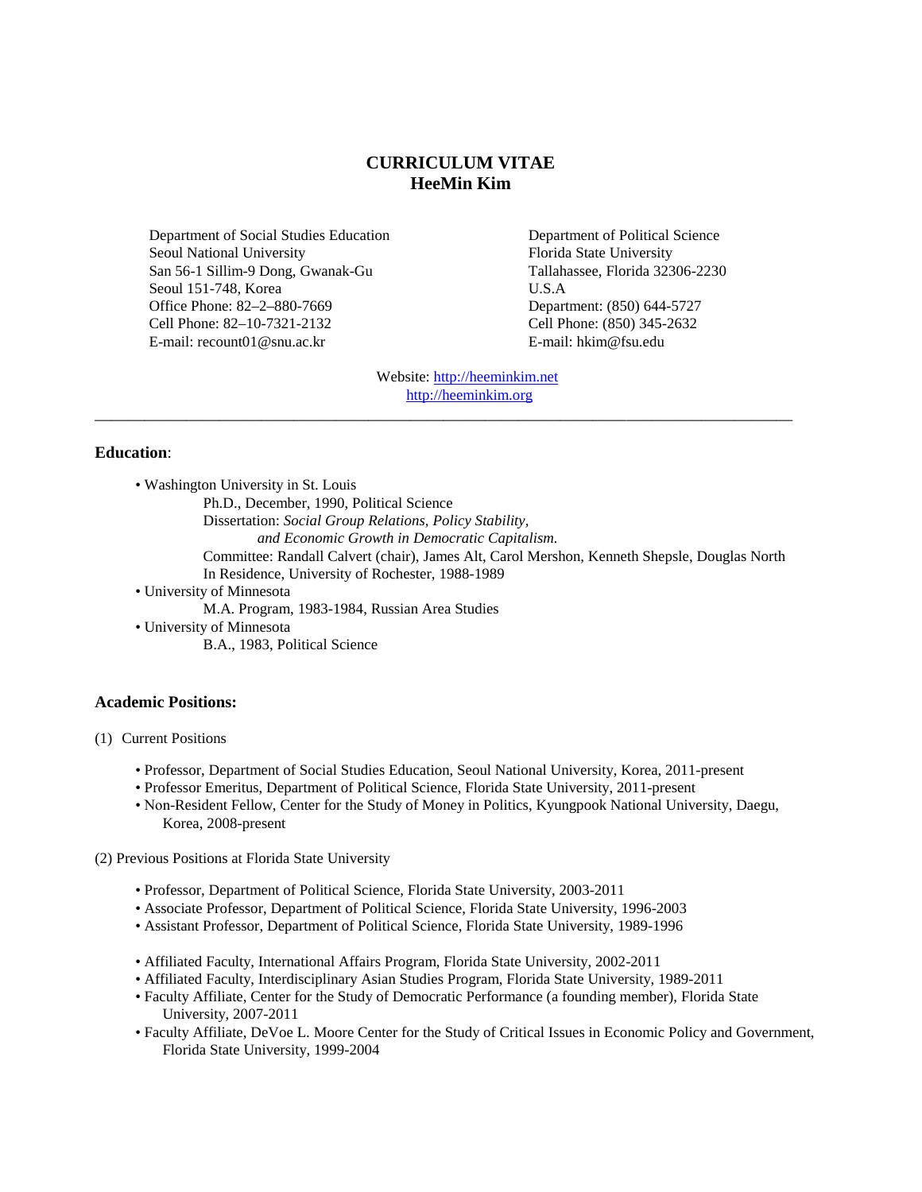# CURRICULUM VITAE
# HeeMin Kim

Department of Social Studies Education
Seoul National University
San 56-1 Sillim-9 Dong, Gwanak-Gu
Seoul 151-748, Korea
Office Phone: 82–2–880-7669
Cell Phone: 82–10-7321-2132
E-mail: recount01@snu.ac.kr

Department of Political Science
Florida State University
Tallahassee, Florida 32306-2230
U.S.A
Department: (850) 644-5727
Cell Phone: (850) 345-2632
E-mail: hkim@fsu.edu

Website: http://heeminkim.net
http://heeminkim.org

---

## Education:

- Washington University in St. Louis
  - Ph.D., December, 1990, Political Science
  - Dissertation: *Social Group Relations, Policy Stability, and Economic Growth in Democratic Capitalism.*
  - Committee: Randall Calvert (chair), James Alt, Carol Mershon, Kenneth Shepsle, Douglas North
  - In Residence, University of Rochester, 1988-1989
- University of Minnesota
  - M.A. Program, 1983-1984, Russian Area Studies
- University of Minnesota
  - B.A., 1983, Political Science

## Academic Positions:

(1) Current Positions

- Professor, Department of Social Studies Education, Seoul National University, Korea, 2011-present
- Professor Emeritus, Department of Political Science, Florida State University, 2011-present
- Non-Resident Fellow, Center for the Study of Money in Politics, Kyungpook National University, Daegu, Korea, 2008-present

(2) Previous Positions at Florida State University

- Professor, Department of Political Science, Florida State University, 2003-2011
- Associate Professor, Department of Political Science, Florida State University, 1996-2003
- Assistant Professor, Department of Political Science, Florida State University, 1989-1996

- Affiliated Faculty, International Affairs Program, Florida State University, 2002-2011
- Affiliated Faculty, Interdisciplinary Asian Studies Program, Florida State University, 1989-2011
- Faculty Affiliate, Center for the Study of Democratic Performance (a founding member), Florida State University, 2007-2011
- Faculty Affiliate, DeVoe L. Moore Center for the Study of Critical Issues in Economic Policy and Government, Florida State University, 1999-2004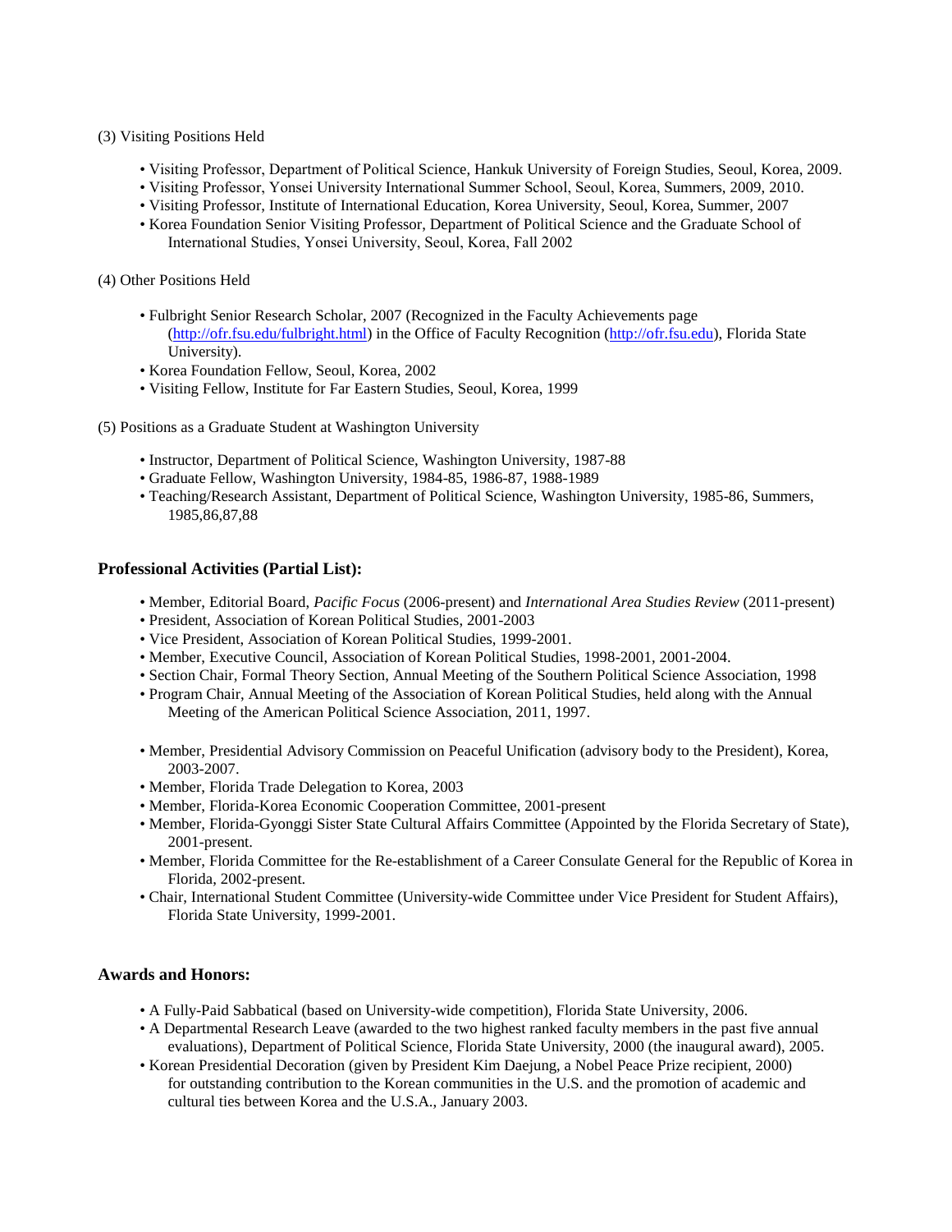(3) Visiting Positions Held

- Visiting Professor, Department of Political Science, Hankuk University of Foreign Studies, Seoul, Korea, 2009.
- Visiting Professor, Yonsei University International Summer School, Seoul, Korea, Summers, 2009, 2010.
- Visiting Professor, Institute of International Education, Korea University, Seoul, Korea, Summer, 2007
- Korea Foundation Senior Visiting Professor, Department of Political Science and the Graduate School of International Studies, Yonsei University, Seoul, Korea, Fall 2002

(4) Other Positions Held

- Fulbright Senior Research Scholar, 2007 (Recognized in the Faculty Achievements page (http://ofr.fsu.edu/fulbright.html) in the Office of Faculty Recognition (http://ofr.fsu.edu), Florida State University).
- Korea Foundation Fellow, Seoul, Korea, 2002
- Visiting Fellow, Institute for Far Eastern Studies, Seoul, Korea, 1999

(5) Positions as a Graduate Student at Washington University

- Instructor, Department of Political Science, Washington University, 1987-88
- Graduate Fellow, Washington University, 1984-85, 1986-87, 1988-1989
- Teaching/Research Assistant, Department of Political Science, Washington University, 1985-86, Summers, 1985,86,87,88

## Professional Activities (Partial List):

- Member, Editorial Board, *Pacific Focus* (2006-present) and *International Area Studies Review* (2011-present)
- President, Association of Korean Political Studies, 2001-2003
- Vice President, Association of Korean Political Studies, 1999-2001.
- Member, Executive Council, Association of Korean Political Studies, 1998-2001, 2001-2004.
- Section Chair, Formal Theory Section, Annual Meeting of the Southern Political Science Association, 1998
- Program Chair, Annual Meeting of the Association of Korean Political Studies, held along with the Annual Meeting of the American Political Science Association, 2011, 1997.

- Member, Presidential Advisory Commission on Peaceful Unification (advisory body to the President), Korea, 2003-2007.
- Member, Florida Trade Delegation to Korea, 2003
- Member, Florida-Korea Economic Cooperation Committee, 2001-present
- Member, Florida-Gyonggi Sister State Cultural Affairs Committee (Appointed by the Florida Secretary of State), 2001-present.
- Member, Florida Committee for the Re-establishment of a Career Consulate General for the Republic of Korea in Florida, 2002-present.
- Chair, International Student Committee (University-wide Committee under Vice President for Student Affairs), Florida State University, 1999-2001.

## Awards and Honors:

- A Fully-Paid Sabbatical (based on University-wide competition), Florida State University, 2006.
- A Departmental Research Leave (awarded to the two highest ranked faculty members in the past five annual evaluations), Department of Political Science, Florida State University, 2000 (the inaugural award), 2005.
- Korean Presidential Decoration (given by President Kim Daejung, a Nobel Peace Prize recipient, 2000) for outstanding contribution to the Korean communities in the U.S. and the promotion of academic and cultural ties between Korea and the U.S.A., January 2003.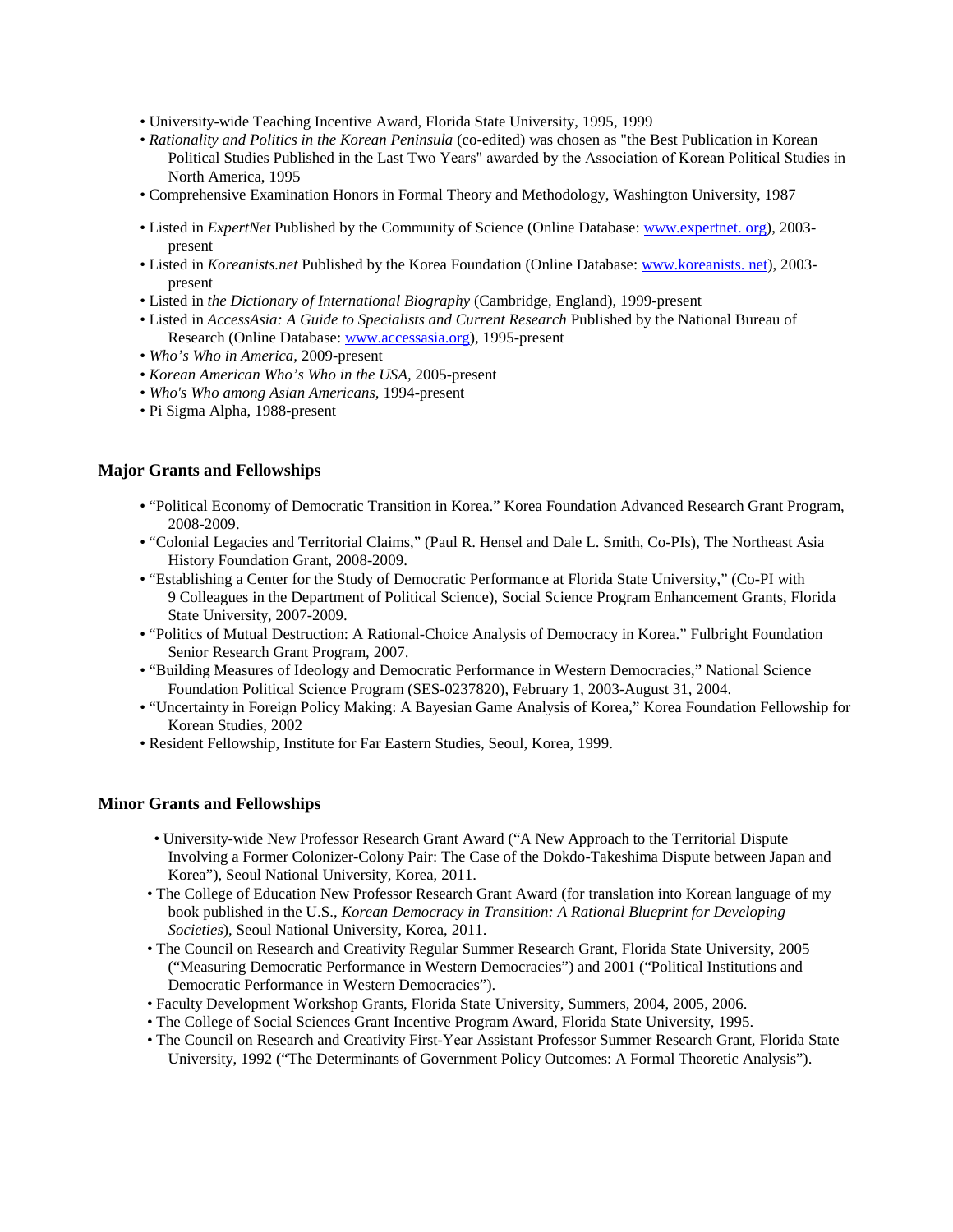- University-wide Teaching Incentive Award, Florida State University, 1995, 1999
- *Rationality and Politics in the Korean Peninsula* (co-edited) was chosen as "the Best Publication in Korean Political Studies Published in the Last Two Years" awarded by the Association of Korean Political Studies in North America, 1995
- Comprehensive Examination Honors in Formal Theory and Methodology, Washington University, 1987

- Listed in *ExpertNet* Published by the Community of Science (Online Database: www.expertnet. org), 2003-present
- Listed in *Koreanists.net* Published by the Korea Foundation (Online Database: www.koreanists. net), 2003-present
- Listed in *the Dictionary of International Biography* (Cambridge, England), 1999-present
- Listed in *AccessAsia: A Guide to Specialists and Current Research* Published by the National Bureau of Research (Online Database: www.accessasia.org), 1995-present
- *Who's Who in America*, 2009-present
- *Korean American Who's Who in the USA*, 2005-present
- *Who's Who among Asian Americans*, 1994-present
- Pi Sigma Alpha, 1988-present

## Major Grants and Fellowships

- "Political Economy of Democratic Transition in Korea." Korea Foundation Advanced Research Grant Program, 2008-2009.
- "Colonial Legacies and Territorial Claims," (Paul R. Hensel and Dale L. Smith, Co-PIs), The Northeast Asia History Foundation Grant, 2008-2009.
- "Establishing a Center for the Study of Democratic Performance at Florida State University," (Co-PI with 9 Colleagues in the Department of Political Science), Social Science Program Enhancement Grants, Florida State University, 2007-2009.
- "Politics of Mutual Destruction: A Rational-Choice Analysis of Democracy in Korea." Fulbright Foundation Senior Research Grant Program, 2007.
- "Building Measures of Ideology and Democratic Performance in Western Democracies," National Science Foundation Political Science Program (SES-0237820), February 1, 2003-August 31, 2004.
- "Uncertainty in Foreign Policy Making: A Bayesian Game Analysis of Korea," Korea Foundation Fellowship for Korean Studies, 2002
- Resident Fellowship, Institute for Far Eastern Studies, Seoul, Korea, 1999.

## Minor Grants and Fellowships

- University-wide New Professor Research Grant Award ("A New Approach to the Territorial Dispute Involving a Former Colonizer-Colony Pair: The Case of the Dokdo-Takeshima Dispute between Japan and Korea"), Seoul National University, Korea, 2011.
- The College of Education New Professor Research Grant Award (for translation into Korean language of my book published in the U.S., *Korean Democracy in Transition: A Rational Blueprint for Developing Societies*), Seoul National University, Korea, 2011.
- The Council on Research and Creativity Regular Summer Research Grant, Florida State University, 2005 ("Measuring Democratic Performance in Western Democracies") and 2001 ("Political Institutions and Democratic Performance in Western Democracies").
- Faculty Development Workshop Grants, Florida State University, Summers, 2004, 2005, 2006.
- The College of Social Sciences Grant Incentive Program Award, Florida State University, 1995.
- The Council on Research and Creativity First-Year Assistant Professor Summer Research Grant, Florida State University, 1992 ("The Determinants of Government Policy Outcomes: A Formal Theoretic Analysis").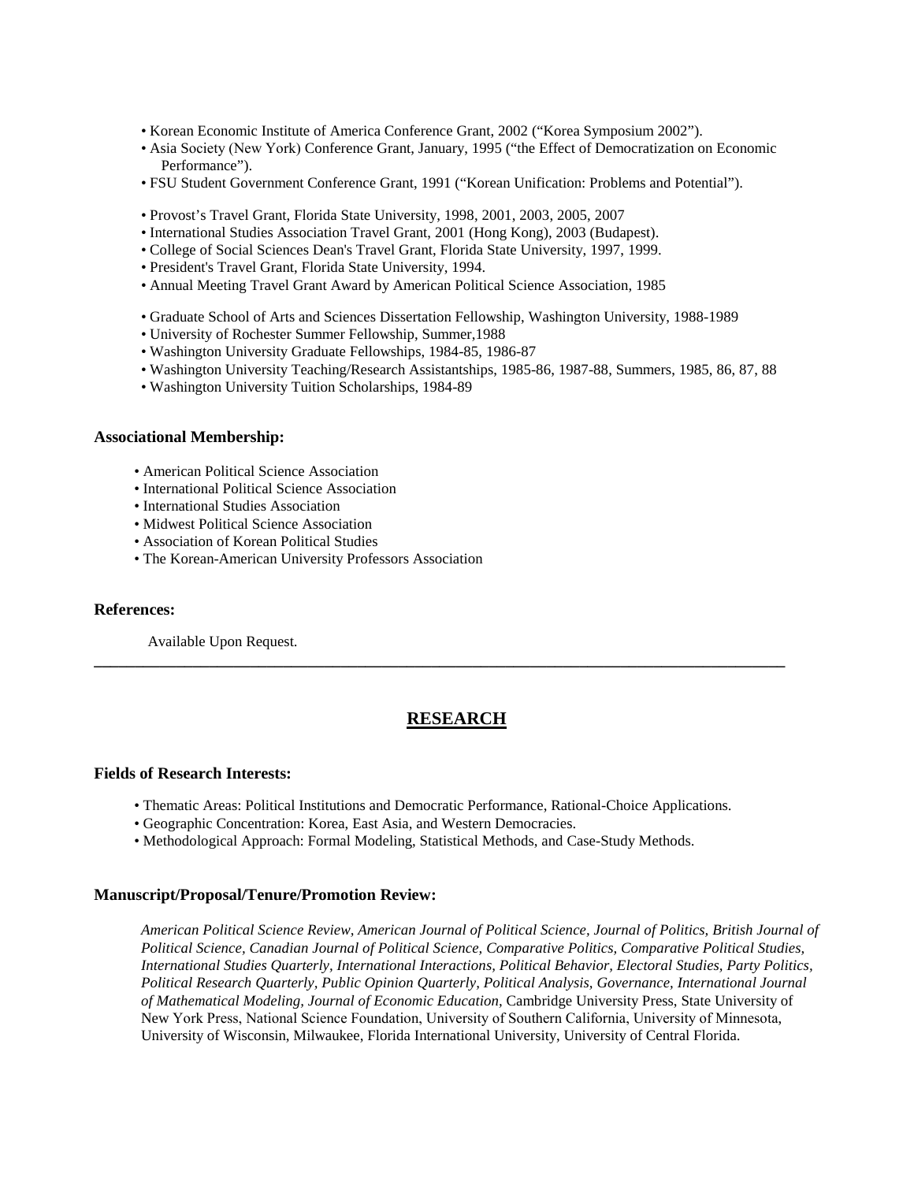- Korean Economic Institute of America Conference Grant, 2002 ("Korea Symposium 2002").
- Asia Society (New York) Conference Grant, January, 1995 ("the Effect of Democratization on Economic Performance").
- FSU Student Government Conference Grant, 1991 ("Korean Unification: Problems and Potential").

- Provost's Travel Grant, Florida State University, 1998, 2001, 2003, 2005, 2007
- International Studies Association Travel Grant, 2001 (Hong Kong), 2003 (Budapest).
- College of Social Sciences Dean's Travel Grant, Florida State University, 1997, 1999.
- President's Travel Grant, Florida State University, 1994.
- Annual Meeting Travel Grant Award by American Political Science Association, 1985

- Graduate School of Arts and Sciences Dissertation Fellowship, Washington University, 1988-1989
- University of Rochester Summer Fellowship, Summer,1988
- Washington University Graduate Fellowships, 1984-85, 1986-87
- Washington University Teaching/Research Assistantships, 1985-86, 1987-88, Summers, 1985, 86, 87, 88
- Washington University Tuition Scholarships, 1984-89

**Associational Membership:**

- American Political Science Association
- International Political Science Association
- International Studies Association
- Midwest Political Science Association
- Association of Korean Political Studies
- The Korean-American University Professors Association

**References:**

Available Upon Request.

---

# RESEARCH

**Fields of Research Interests:**

- Thematic Areas: Political Institutions and Democratic Performance, Rational-Choice Applications.
- Geographic Concentration: Korea, East Asia, and Western Democracies.
- Methodological Approach: Formal Modeling, Statistical Methods, and Case-Study Methods.

**Manuscript/Proposal/Tenure/Promotion Review:**

*American Political Science Review, American Journal of Political Science, Journal of Politics, British Journal of Political Science, Canadian Journal of Political Science, Comparative Politics, Comparative Political Studies, International Studies Quarterly, International Interactions, Political Behavior, Electoral Studies, Party Politics, Political Research Quarterly, Public Opinion Quarterly, Political Analysis, Governance, International Journal of Mathematical Modeling, Journal of Economic Education*, Cambridge University Press, State University of New York Press, National Science Foundation, University of Southern California, University of Minnesota, University of Wisconsin, Milwaukee, Florida International University, University of Central Florida.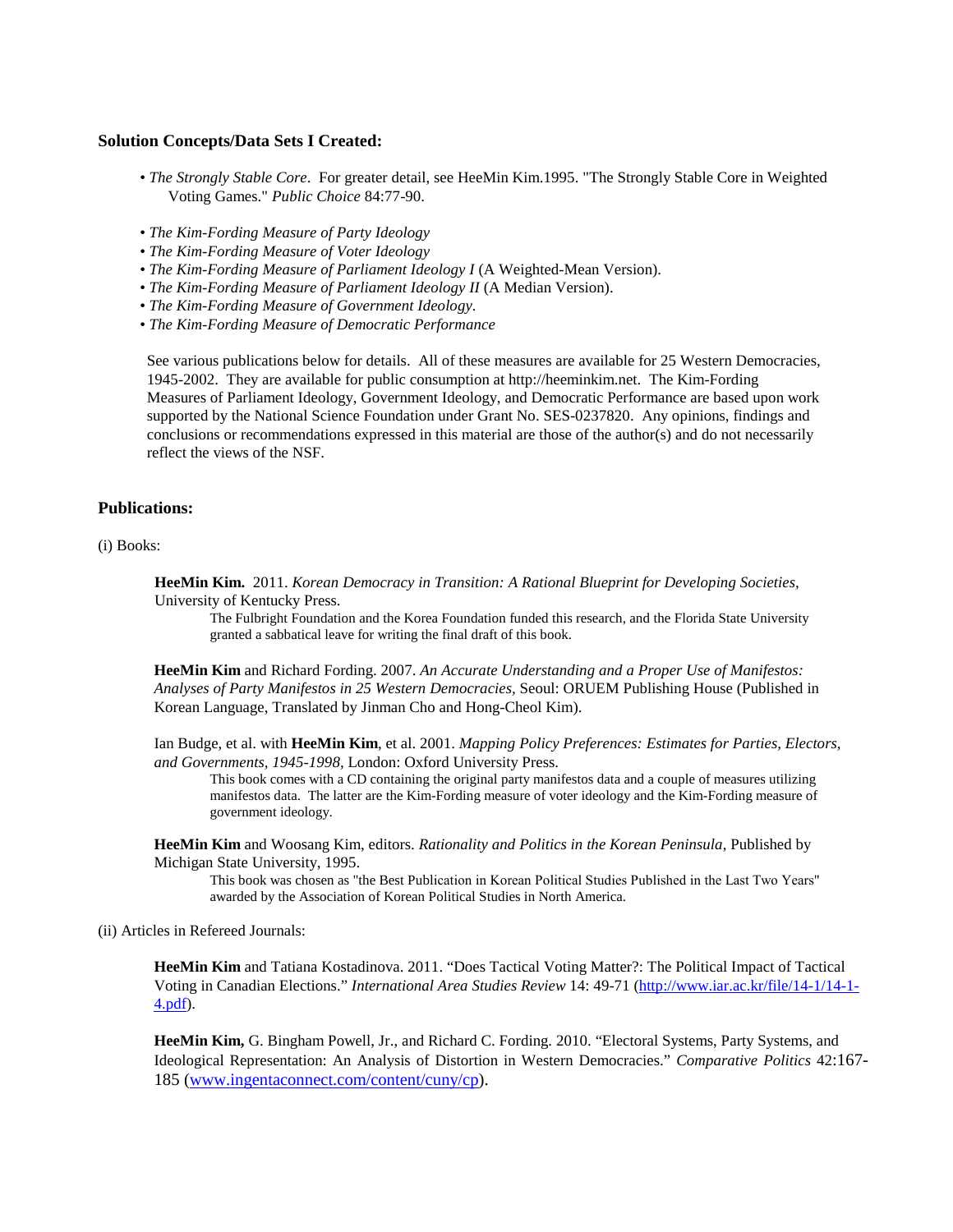**Solution Concepts/Data Sets I Created:**

- *The Strongly Stable Core*. For greater detail, see HeeMin Kim.1995. "The Strongly Stable Core in Weighted Voting Games." *Public Choice* 84:77-90.

- *The Kim-Fording Measure of Party Ideology*
- *The Kim-Fording Measure of Voter Ideology*
- *The Kim-Fording Measure of Parliament Ideology I* (A Weighted-Mean Version).
- *The Kim-Fording Measure of Parliament Ideology II* (A Median Version).
- *The Kim-Fording Measure of Government Ideology.*
- *The Kim-Fording Measure of Democratic Performance*

See various publications below for details. All of these measures are available for 25 Western Democracies, 1945-2002. They are available for public consumption at http://heeminkim.net. The Kim-Fording Measures of Parliament Ideology, Government Ideology, and Democratic Performance are based upon work supported by the National Science Foundation under Grant No. SES-0237820. Any opinions, findings and conclusions or recommendations expressed in this material are those of the author(s) and do not necessarily reflect the views of the NSF.

**Publications:**

(i) Books:

**HeeMin Kim.** 2011. *Korean Democracy in Transition: A Rational Blueprint for Developing Societies,* University of Kentucky Press.

The Fulbright Foundation and the Korea Foundation funded this research, and the Florida State University granted a sabbatical leave for writing the final draft of this book.

**HeeMin Kim** and Richard Fording. 2007. *An Accurate Understanding and a Proper Use of Manifestos: Analyses of Party Manifestos in 25 Western Democracies,* Seoul: ORUEM Publishing House (Published in Korean Language, Translated by Jinman Cho and Hong-Cheol Kim).

Ian Budge, et al. with **HeeMin Kim**, et al. 2001. *Mapping Policy Preferences: Estimates for Parties, Electors, and Governments, 1945-1998,* London: Oxford University Press.

This book comes with a CD containing the original party manifestos data and a couple of measures utilizing manifestos data. The latter are the Kim-Fording measure of voter ideology and the Kim-Fording measure of government ideology.

**HeeMin Kim** and Woosang Kim, editors. *Rationality and Politics in the Korean Peninsula*, Published by Michigan State University, 1995.

This book was chosen as "the Best Publication in Korean Political Studies Published in the Last Two Years" awarded by the Association of Korean Political Studies in North America.

(ii) Articles in Refereed Journals:

**HeeMin Kim** and Tatiana Kostadinova. 2011. "Does Tactical Voting Matter?: The Political Impact of Tactical Voting in Canadian Elections." *International Area Studies Review* 14: 49-71 (http://www.iar.ac.kr/file/14-1/14-1-4.pdf).

**HeeMin Kim,** G. Bingham Powell, Jr., and Richard C. Fording. 2010. "Electoral Systems, Party Systems, and Ideological Representation: An Analysis of Distortion in Western Democracies." *Comparative Politics* 42:167-185 (www.ingentaconnect.com/content/cuny/cp).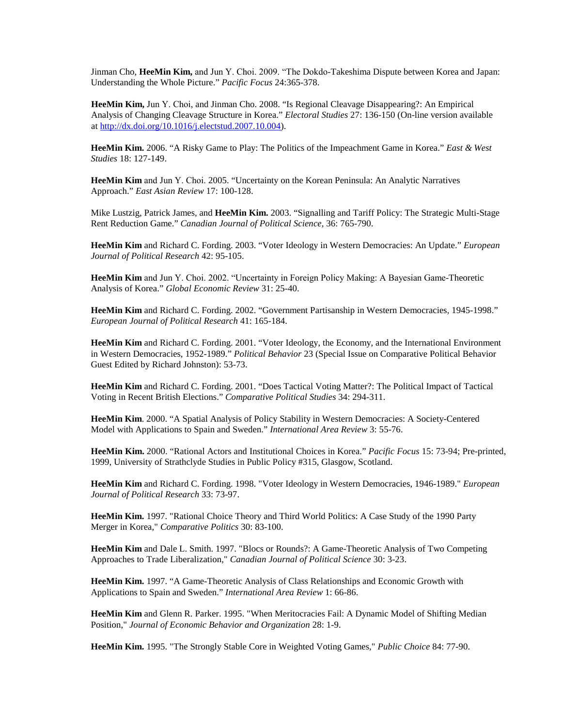Jinman Cho, **HeeMin Kim,** and Jun Y. Choi. 2009. "The Dokdo-Takeshima Dispute between Korea and Japan: Understanding the Whole Picture." *Pacific Focus* 24:365-378.

**HeeMin Kim,** Jun Y. Choi, and Jinman Cho. 2008. "Is Regional Cleavage Disappearing?: An Empirical Analysis of Changing Cleavage Structure in Korea." *Electoral Studies* 27: 136-150 (On-line version available at [http://dx.doi.org/10.1016/j.electstud.2007.10.004](http://dx.doi.org/10.1016/j.electstud.2007.10.004)).

**HeeMin Kim.** 2006. "A Risky Game to Play: The Politics of the Impeachment Game in Korea." *East & West Studies* 18: 127-149.

**HeeMin Kim** and Jun Y. Choi. 2005. "Uncertainty on the Korean Peninsula: An Analytic Narratives Approach." *East Asian Review* 17: 100-128.

Mike Lustzig, Patrick James, and **HeeMin Kim.** 2003. "Signalling and Tariff Policy: The Strategic Multi-Stage Rent Reduction Game." *Canadian Journal of Political Science,* 36: 765-790.

**HeeMin Kim** and Richard C. Fording. 2003. "Voter Ideology in Western Democracies: An Update." *European Journal of Political Research* 42: 95-105.

**HeeMin Kim** and Jun Y. Choi. 2002. "Uncertainty in Foreign Policy Making: A Bayesian Game-Theoretic Analysis of Korea." *Global Economic Review* 31: 25-40.

**HeeMin Kim** and Richard C. Fording. 2002. "Government Partisanship in Western Democracies, 1945-1998." *European Journal of Political Research* 41: 165-184.

**HeeMin Kim** and Richard C. Fording. 2001. "Voter Ideology, the Economy, and the International Environment in Western Democracies, 1952-1989." *Political Behavior* 23 (Special Issue on Comparative Political Behavior Guest Edited by Richard Johnston): 53-73.

**HeeMin Kim** and Richard C. Fording. 2001. "Does Tactical Voting Matter?: The Political Impact of Tactical Voting in Recent British Elections." *Comparative Political Studies* 34: 294-311.

**HeeMin Kim**. 2000. "A Spatial Analysis of Policy Stability in Western Democracies: A Society-Centered Model with Applications to Spain and Sweden." *International Area Review* 3: 55-76.

**HeeMin Kim.** 2000. "Rational Actors and Institutional Choices in Korea." *Pacific Focus* 15: 73-94; Pre-printed, 1999, University of Strathclyde Studies in Public Policy #315, Glasgow, Scotland.

**HeeMin Kim** and Richard C. Fording. 1998. "Voter Ideology in Western Democracies, 1946-1989." *European Journal of Political Research* 33: 73-97.

**HeeMin Kim.** 1997. "Rational Choice Theory and Third World Politics: A Case Study of the 1990 Party Merger in Korea," *Comparative Politics* 30: 83-100.

**HeeMin Kim** and Dale L. Smith. 1997. "Blocs or Rounds?: A Game-Theoretic Analysis of Two Competing Approaches to Trade Liberalization," *Canadian Journal of Political Science* 30: 3-23.

**HeeMin Kim.** 1997. "A Game-Theoretic Analysis of Class Relationships and Economic Growth with Applications to Spain and Sweden." *International Area Review* 1: 66-86.

**HeeMin Kim** and Glenn R. Parker. 1995. "When Meritocracies Fail: A Dynamic Model of Shifting Median Position," *Journal of Economic Behavior and Organization* 28: 1-9.

**HeeMin Kim.** 1995. "The Strongly Stable Core in Weighted Voting Games," *Public Choice* 84: 77-90.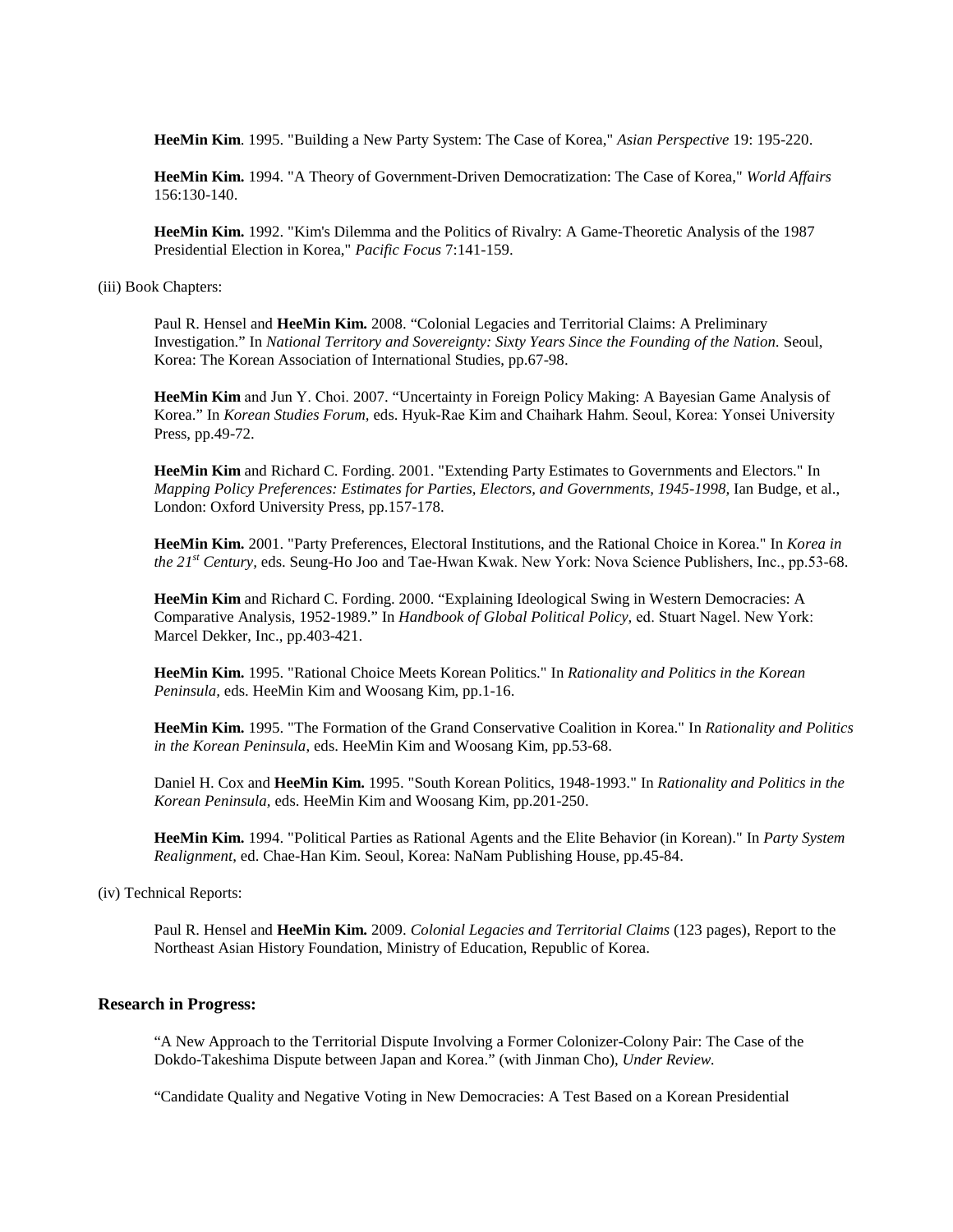**HeeMin Kim**. 1995. "Building a New Party System: The Case of Korea," *Asian Perspective* 19: 195-220.

**HeeMin Kim.** 1994. "A Theory of Government-Driven Democratization: The Case of Korea," *World Affairs* 156:130-140.

**HeeMin Kim.** 1992. "Kim's Dilemma and the Politics of Rivalry: A Game-Theoretic Analysis of the 1987 Presidential Election in Korea," *Pacific Focus* 7:141-159.

(iii) Book Chapters:

Paul R. Hensel and **HeeMin Kim.** 2008. "Colonial Legacies and Territorial Claims: A Preliminary Investigation." In *National Territory and Sovereignty: Sixty Years Since the Founding of the Nation*. Seoul, Korea: The Korean Association of International Studies, pp.67-98.

**HeeMin Kim** and Jun Y. Choi. 2007. "Uncertainty in Foreign Policy Making: A Bayesian Game Analysis of Korea." In *Korean Studies Forum*, eds. Hyuk-Rae Kim and Chaihark Hahm. Seoul, Korea: Yonsei University Press, pp.49-72.

**HeeMin Kim** and Richard C. Fording. 2001. "Extending Party Estimates to Governments and Electors." In *Mapping Policy Preferences: Estimates for Parties, Electors, and Governments, 1945-1998*, Ian Budge, et al., London: Oxford University Press, pp.157-178.

**HeeMin Kim.** 2001. "Party Preferences, Electoral Institutions, and the Rational Choice in Korea." In *Korea in the 21st Century*, eds. Seung-Ho Joo and Tae-Hwan Kwak. New York: Nova Science Publishers, Inc., pp.53-68.

**HeeMin Kim** and Richard C. Fording. 2000. "Explaining Ideological Swing in Western Democracies: A Comparative Analysis, 1952-1989." In *Handbook of Global Political Policy*, ed. Stuart Nagel. New York: Marcel Dekker, Inc., pp.403-421.

**HeeMin Kim.** 1995. "Rational Choice Meets Korean Politics." In *Rationality and Politics in the Korean Peninsula*, eds. HeeMin Kim and Woosang Kim, pp.1-16.

**HeeMin Kim.** 1995. "The Formation of the Grand Conservative Coalition in Korea." In *Rationality and Politics in the Korean Peninsula*, eds. HeeMin Kim and Woosang Kim, pp.53-68.

Daniel H. Cox and **HeeMin Kim.** 1995. "South Korean Politics, 1948-1993." In *Rationality and Politics in the Korean Peninsula*, eds. HeeMin Kim and Woosang Kim, pp.201-250.

**HeeMin Kim.** 1994. "Political Parties as Rational Agents and the Elite Behavior (in Korean)." In *Party System Realignment*, ed. Chae-Han Kim. Seoul, Korea: NaNam Publishing House, pp.45-84.

(iv) Technical Reports:

Paul R. Hensel and **HeeMin Kim.** 2009. *Colonial Legacies and Territorial Claims* (123 pages), Report to the Northeast Asian History Foundation, Ministry of Education, Republic of Korea.

### Research in Progress:

"A New Approach to the Territorial Dispute Involving a Former Colonizer-Colony Pair: The Case of the Dokdo-Takeshima Dispute between Japan and Korea." (with Jinman Cho), *Under Review.*

"Candidate Quality and Negative Voting in New Democracies: A Test Based on a Korean Presidential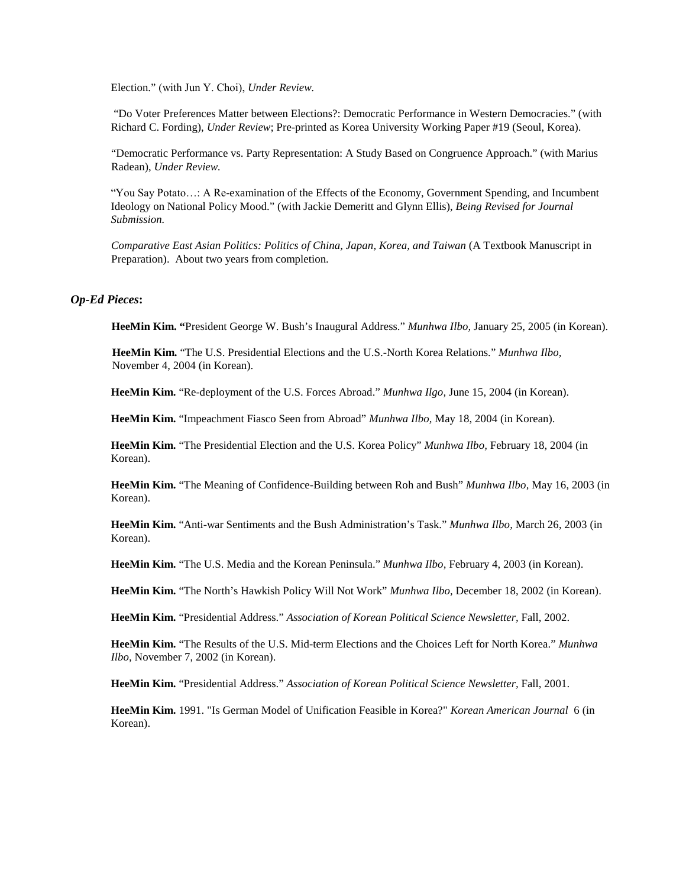Election." (with Jun Y. Choi), *Under Review.*

"Do Voter Preferences Matter between Elections?: Democratic Performance in Western Democracies." (with Richard C. Fording), *Under Review*; Pre-printed as Korea University Working Paper #19 (Seoul, Korea).

"Democratic Performance vs. Party Representation: A Study Based on Congruence Approach." (with Marius Radean), *Under Review.*

"You Say Potato…: A Re-examination of the Effects of the Economy, Government Spending, and Incumbent Ideology on National Policy Mood." (with Jackie Demeritt and Glynn Ellis), *Being Revised for Journal Submission.*

*Comparative East Asian Politics: Politics of China, Japan, Korea, and Taiwan* (A Textbook Manuscript in Preparation). About two years from completion.

### *Op-Ed Pieces***:**

**HeeMin Kim. "**President George W. Bush's Inaugural Address." *Munhwa Ilbo,* January 25, 2005 (in Korean).

**HeeMin Kim.** "The U.S. Presidential Elections and the U.S.-North Korea Relations." *Munhwa Ilbo,* November 4, 2004 (in Korean).

**HeeMin Kim.** "Re-deployment of the U.S. Forces Abroad." *Munhwa Ilgo,* June 15, 2004 (in Korean).

**HeeMin Kim.** "Impeachment Fiasco Seen from Abroad" *Munhwa Ilbo,* May 18, 2004 (in Korean).

**HeeMin Kim.** "The Presidential Election and the U.S. Korea Policy" *Munhwa Ilbo*, February 18, 2004 (in Korean).

**HeeMin Kim.** "The Meaning of Confidence-Building between Roh and Bush" *Munhwa Ilbo,* May 16, 2003 (in Korean).

**HeeMin Kim.** "Anti-war Sentiments and the Bush Administration's Task." *Munhwa Ilbo,* March 26, 2003 (in Korean).

**HeeMin Kim.** "The U.S. Media and the Korean Peninsula." *Munhwa Ilbo,* February 4, 2003 (in Korean).

**HeeMin Kim.** "The North's Hawkish Policy Will Not Work" *Munhwa Ilbo,* December 18, 2002 (in Korean).

**HeeMin Kim.** "Presidential Address." *Association of Korean Political Science Newsletter,* Fall, 2002.

**HeeMin Kim.** "The Results of the U.S. Mid-term Elections and the Choices Left for North Korea." *Munhwa Ilbo,* November 7, 2002 (in Korean).

**HeeMin Kim.** "Presidential Address." *Association of Korean Political Science Newsletter,* Fall, 2001.

**HeeMin Kim.** 1991. "Is German Model of Unification Feasible in Korea?" *Korean American Journal* 6 (in Korean).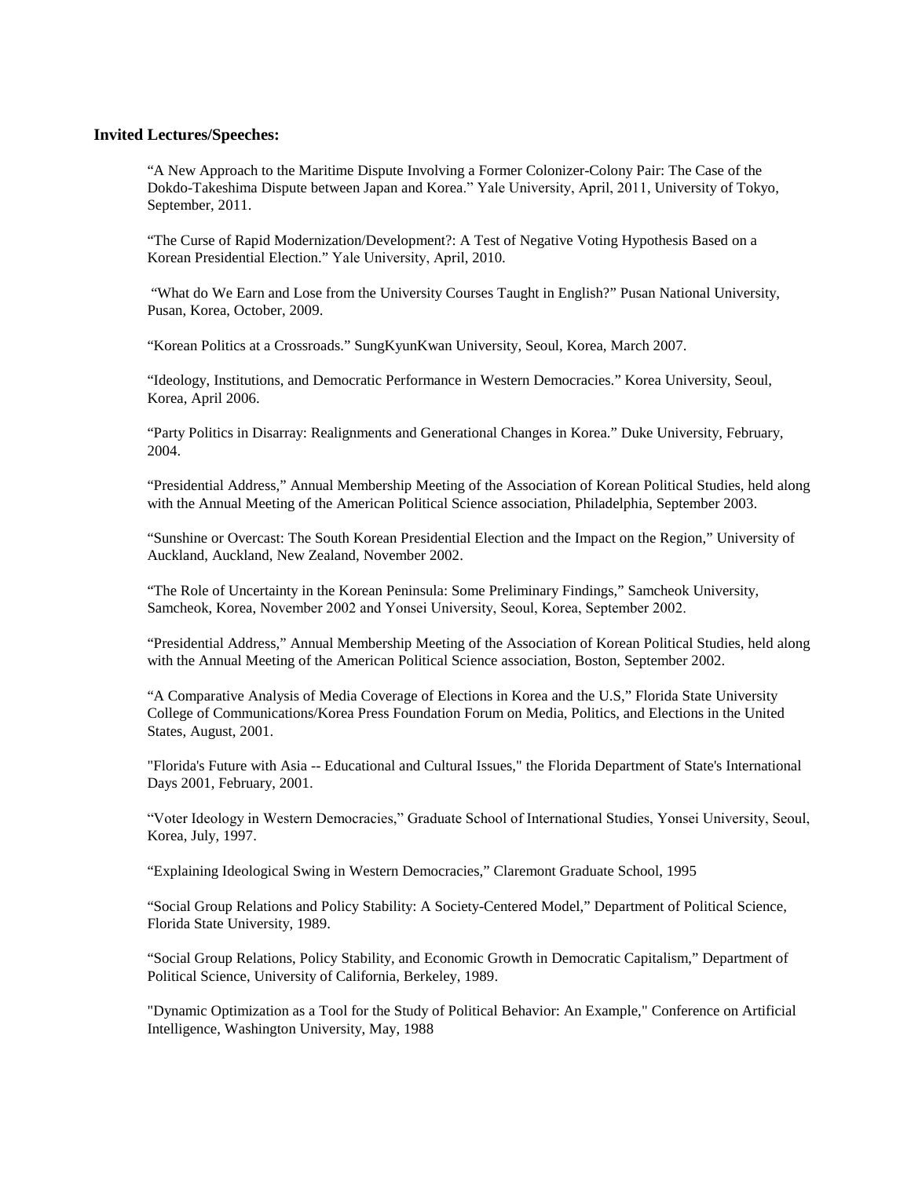**Invited Lectures/Speeches:**

"A New Approach to the Maritime Dispute Involving a Former Colonizer-Colony Pair: The Case of the Dokdo-Takeshima Dispute between Japan and Korea." Yale University, April, 2011, University of Tokyo, September, 2011.

"The Curse of Rapid Modernization/Development?: A Test of Negative Voting Hypothesis Based on a Korean Presidential Election." Yale University, April, 2010.

"What do We Earn and Lose from the University Courses Taught in English?" Pusan National University, Pusan, Korea, October, 2009.

"Korean Politics at a Crossroads." SungKyunKwan University, Seoul, Korea, March 2007.

"Ideology, Institutions, and Democratic Performance in Western Democracies." Korea University, Seoul, Korea, April 2006.

"Party Politics in Disarray: Realignments and Generational Changes in Korea." Duke University, February, 2004.

"Presidential Address," Annual Membership Meeting of the Association of Korean Political Studies, held along with the Annual Meeting of the American Political Science association, Philadelphia, September 2003.

"Sunshine or Overcast: The South Korean Presidential Election and the Impact on the Region," University of Auckland, Auckland, New Zealand, November 2002.

"The Role of Uncertainty in the Korean Peninsula: Some Preliminary Findings," Samcheok University, Samcheok, Korea, November 2002 and Yonsei University, Seoul, Korea, September 2002.

"Presidential Address," Annual Membership Meeting of the Association of Korean Political Studies, held along with the Annual Meeting of the American Political Science association, Boston, September 2002.

"A Comparative Analysis of Media Coverage of Elections in Korea and the U.S," Florida State University College of Communications/Korea Press Foundation Forum on Media, Politics, and Elections in the United States, August, 2001.

"Florida's Future with Asia -- Educational and Cultural Issues," the Florida Department of State's International Days 2001, February, 2001.

"Voter Ideology in Western Democracies," Graduate School of International Studies, Yonsei University, Seoul, Korea, July, 1997.

"Explaining Ideological Swing in Western Democracies," Claremont Graduate School, 1995

"Social Group Relations and Policy Stability: A Society-Centered Model," Department of Political Science, Florida State University, 1989.

"Social Group Relations, Policy Stability, and Economic Growth in Democratic Capitalism," Department of Political Science, University of California, Berkeley, 1989.

"Dynamic Optimization as a Tool for the Study of Political Behavior: An Example," Conference on Artificial Intelligence, Washington University, May, 1988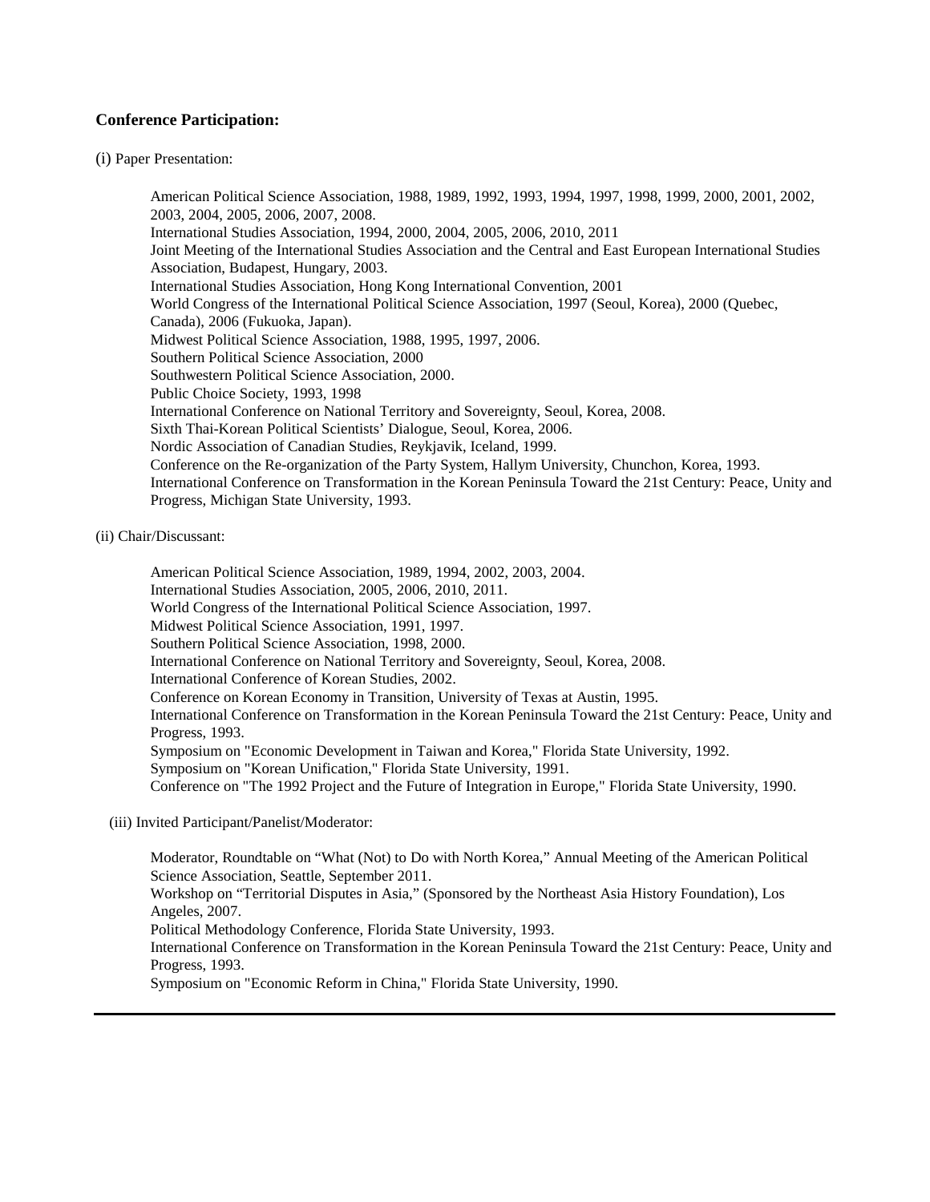**Conference Participation:**

(i) Paper Presentation:

American Political Science Association, 1988, 1989, 1992, 1993, 1994, 1997, 1998, 1999, 2000, 2001, 2002, 2003, 2004, 2005, 2006, 2007, 2008.
International Studies Association, 1994, 2000, 2004, 2005, 2006, 2010, 2011
Joint Meeting of the International Studies Association and the Central and East European International Studies Association, Budapest, Hungary, 2003.
International Studies Association, Hong Kong International Convention, 2001
World Congress of the International Political Science Association, 1997 (Seoul, Korea), 2000 (Quebec, Canada), 2006 (Fukuoka, Japan).
Midwest Political Science Association, 1988, 1995, 1997, 2006.
Southern Political Science Association, 2000
Southwestern Political Science Association, 2000.
Public Choice Society, 1993, 1998
International Conference on National Territory and Sovereignty, Seoul, Korea, 2008.
Sixth Thai-Korean Political Scientists' Dialogue, Seoul, Korea, 2006.
Nordic Association of Canadian Studies, Reykjavik, Iceland, 1999.
Conference on the Re-organization of the Party System, Hallym University, Chunchon, Korea, 1993.
International Conference on Transformation in the Korean Peninsula Toward the 21st Century: Peace, Unity and Progress, Michigan State University, 1993.

(ii) Chair/Discussant:

American Political Science Association, 1989, 1994, 2002, 2003, 2004.
International Studies Association, 2005, 2006, 2010, 2011.
World Congress of the International Political Science Association, 1997.
Midwest Political Science Association, 1991, 1997.
Southern Political Science Association, 1998, 2000.
International Conference on National Territory and Sovereignty, Seoul, Korea, 2008.
International Conference of Korean Studies, 2002.
Conference on Korean Economy in Transition, University of Texas at Austin, 1995.
International Conference on Transformation in the Korean Peninsula Toward the 21st Century: Peace, Unity and Progress, 1993.
Symposium on "Economic Development in Taiwan and Korea," Florida State University, 1992.
Symposium on "Korean Unification," Florida State University, 1991.
Conference on "The 1992 Project and the Future of Integration in Europe," Florida State University, 1990.

(iii) Invited Participant/Panelist/Moderator:

Moderator, Roundtable on "What (Not) to Do with North Korea," Annual Meeting of the American Political Science Association, Seattle, September 2011.
Workshop on "Territorial Disputes in Asia," (Sponsored by the Northeast Asia History Foundation), Los Angeles, 2007.
Political Methodology Conference, Florida State University, 1993.
International Conference on Transformation in the Korean Peninsula Toward the 21st Century: Peace, Unity and Progress, 1993.
Symposium on "Economic Reform in China," Florida State University, 1990.

---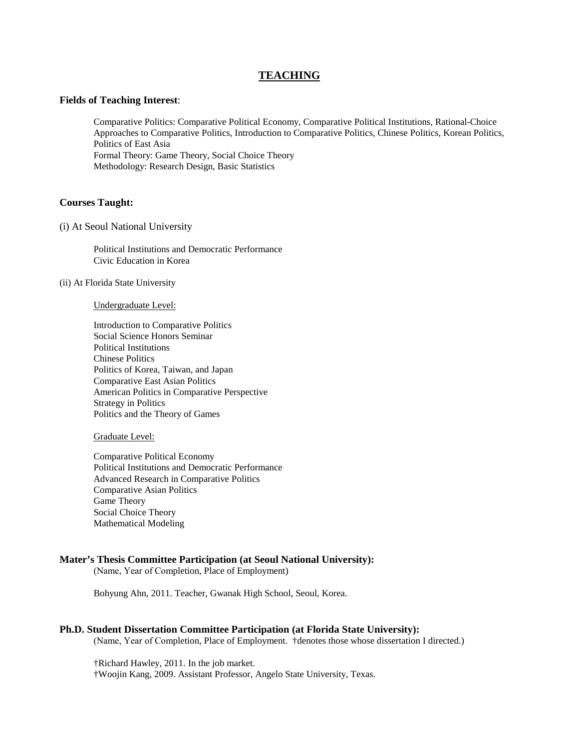## TEACHING

**Fields of Teaching Interest**:

Comparative Politics: Comparative Political Economy, Comparative Political Institutions, Rational-Choice Approaches to Comparative Politics, Introduction to Comparative Politics, Chinese Politics, Korean Politics, Politics of East Asia
Formal Theory: Game Theory, Social Choice Theory
Methodology: Research Design, Basic Statistics

**Courses Taught:**

(i) At Seoul National University

Political Institutions and Democratic Performance
Civic Education in Korea

(ii) At Florida State University

Undergraduate Level:

Introduction to Comparative Politics
Social Science Honors Seminar
Political Institutions
Chinese Politics
Politics of Korea, Taiwan, and Japan
Comparative East Asian Politics
American Politics in Comparative Perspective
Strategy in Politics
Politics and the Theory of Games

Graduate Level:

Comparative Political Economy
Political Institutions and Democratic Performance
Advanced Research in Comparative Politics
Comparative Asian Politics
Game Theory
Social Choice Theory
Mathematical Modeling

**Mater's Thesis Committee Participation (at Seoul National University):**
(Name, Year of Completion, Place of Employment)

Bohyung Ahn, 2011. Teacher, Gwanak High School, Seoul, Korea.

**Ph.D. Student Dissertation Committee Participation (at Florida State University):**
(Name, Year of Completion, Place of Employment. †denotes those whose dissertation I directed.)

†Richard Hawley, 2011. In the job market.
†Woojin Kang, 2009. Assistant Professor, Angelo State University, Texas.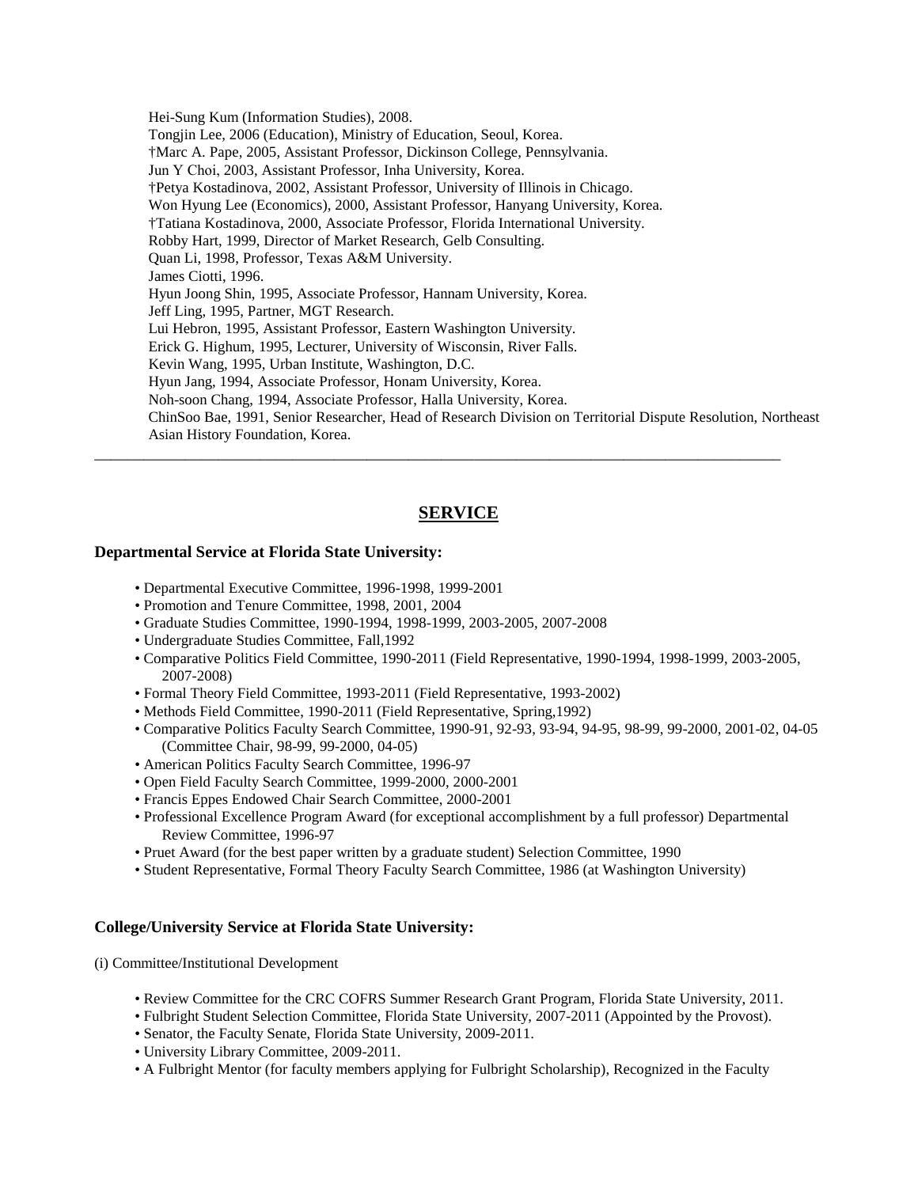Hei-Sung Kum (Information Studies), 2008.
Tongjin Lee, 2006 (Education), Ministry of Education, Seoul, Korea.
†Marc A. Pape, 2005, Assistant Professor, Dickinson College, Pennsylvania.
Jun Y Choi, 2003, Assistant Professor, Inha University, Korea.
†Petya Kostadinova, 2002, Assistant Professor, University of Illinois in Chicago.
Won Hyung Lee (Economics), 2000, Assistant Professor, Hanyang University, Korea.
†Tatiana Kostadinova, 2000, Associate Professor, Florida International University.
Robby Hart, 1999, Director of Market Research, Gelb Consulting.
Quan Li, 1998, Professor, Texas A&M University.
James Ciotti, 1996.
Hyun Joong Shin, 1995, Associate Professor, Hannam University, Korea.
Jeff Ling, 1995, Partner, MGT Research.
Lui Hebron, 1995, Assistant Professor, Eastern Washington University.
Erick G. Highum, 1995, Lecturer, University of Wisconsin, River Falls.
Kevin Wang, 1995, Urban Institute, Washington, D.C.
Hyun Jang, 1994, Associate Professor, Honam University, Korea.
Noh-soon Chang, 1994, Associate Professor, Halla University, Korea.
ChinSoo Bae, 1991, Senior Researcher, Head of Research Division on Territorial Dispute Resolution, Northeast Asian History Foundation, Korea.

---

## SERVICE

**Departmental Service at Florida State University:**

- Departmental Executive Committee, 1996-1998, 1999-2001
- Promotion and Tenure Committee, 1998, 2001, 2004
- Graduate Studies Committee, 1990-1994, 1998-1999, 2003-2005, 2007-2008
- Undergraduate Studies Committee, Fall,1992
- Comparative Politics Field Committee, 1990-2011 (Field Representative, 1990-1994, 1998-1999, 2003-2005, 2007-2008)
- Formal Theory Field Committee, 1993-2011 (Field Representative, 1993-2002)
- Methods Field Committee, 1990-2011 (Field Representative, Spring,1992)
- Comparative Politics Faculty Search Committee, 1990-91, 92-93, 93-94, 94-95, 98-99, 99-2000, 2001-02, 04-05 (Committee Chair, 98-99, 99-2000, 04-05)
- American Politics Faculty Search Committee, 1996-97
- Open Field Faculty Search Committee, 1999-2000, 2000-2001
- Francis Eppes Endowed Chair Search Committee, 2000-2001
- Professional Excellence Program Award (for exceptional accomplishment by a full professor) Departmental Review Committee, 1996-97
- Pruet Award (for the best paper written by a graduate student) Selection Committee, 1990
- Student Representative, Formal Theory Faculty Search Committee, 1986 (at Washington University)

**College/University Service at Florida State University:**

(i) Committee/Institutional Development

- Review Committee for the CRC COFRS Summer Research Grant Program, Florida State University, 2011.
- Fulbright Student Selection Committee, Florida State University, 2007-2011 (Appointed by the Provost).
- Senator, the Faculty Senate, Florida State University, 2009-2011.
- University Library Committee, 2009-2011.
- A Fulbright Mentor (for faculty members applying for Fulbright Scholarship), Recognized in the Faculty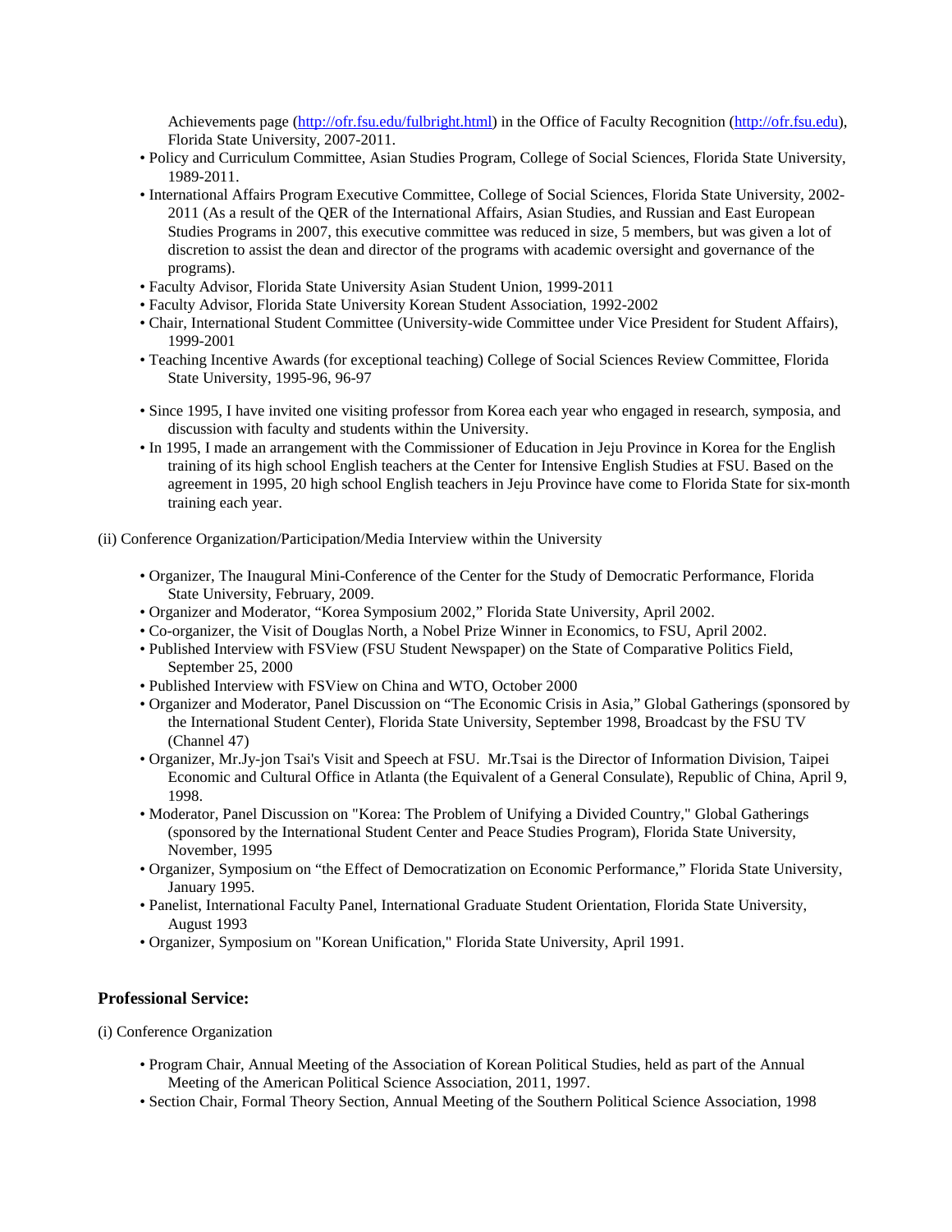Achievements page (http://ofr.fsu.edu/fulbright.html) in the Office of Faculty Recognition (http://ofr.fsu.edu), Florida State University, 2007-2011.

- Policy and Curriculum Committee, Asian Studies Program, College of Social Sciences, Florida State University, 1989-2011.
- International Affairs Program Executive Committee, College of Social Sciences, Florida State University, 2002-2011 (As a result of the QER of the International Affairs, Asian Studies, and Russian and East European Studies Programs in 2007, this executive committee was reduced in size, 5 members, but was given a lot of discretion to assist the dean and director of the programs with academic oversight and governance of the programs).
- Faculty Advisor, Florida State University Asian Student Union, 1999-2011
- Faculty Advisor, Florida State University Korean Student Association, 1992-2002
- Chair, International Student Committee (University-wide Committee under Vice President for Student Affairs), 1999-2001
- Teaching Incentive Awards (for exceptional teaching) College of Social Sciences Review Committee, Florida State University, 1995-96, 96-97

- Since 1995, I have invited one visiting professor from Korea each year who engaged in research, symposia, and discussion with faculty and students within the University.
- In 1995, I made an arrangement with the Commissioner of Education in Jeju Province in Korea for the English training of its high school English teachers at the Center for Intensive English Studies at FSU. Based on the agreement in 1995, 20 high school English teachers in Jeju Province have come to Florida State for six-month training each year.

(ii) Conference Organization/Participation/Media Interview within the University

- Organizer, The Inaugural Mini-Conference of the Center for the Study of Democratic Performance, Florida State University, February, 2009.
- Organizer and Moderator, "Korea Symposium 2002," Florida State University, April 2002.
- Co-organizer, the Visit of Douglas North, a Nobel Prize Winner in Economics, to FSU, April 2002.
- Published Interview with FSView (FSU Student Newspaper) on the State of Comparative Politics Field, September 25, 2000
- Published Interview with FSView on China and WTO, October 2000
- Organizer and Moderator, Panel Discussion on "The Economic Crisis in Asia," Global Gatherings (sponsored by the International Student Center), Florida State University, September 1998, Broadcast by the FSU TV (Channel 47)
- Organizer, Mr.Jy-jon Tsai's Visit and Speech at FSU. Mr.Tsai is the Director of Information Division, Taipei Economic and Cultural Office in Atlanta (the Equivalent of a General Consulate), Republic of China, April 9, 1998.
- Moderator, Panel Discussion on "Korea: The Problem of Unifying a Divided Country," Global Gatherings (sponsored by the International Student Center and Peace Studies Program), Florida State University, November, 1995
- Organizer, Symposium on "the Effect of Democratization on Economic Performance," Florida State University, January 1995.
- Panelist, International Faculty Panel, International Graduate Student Orientation, Florida State University, August 1993
- Organizer, Symposium on "Korean Unification," Florida State University, April 1991.

## Professional Service:

(i) Conference Organization

- Program Chair, Annual Meeting of the Association of Korean Political Studies, held as part of the Annual Meeting of the American Political Science Association, 2011, 1997.
- Section Chair, Formal Theory Section, Annual Meeting of the Southern Political Science Association, 1998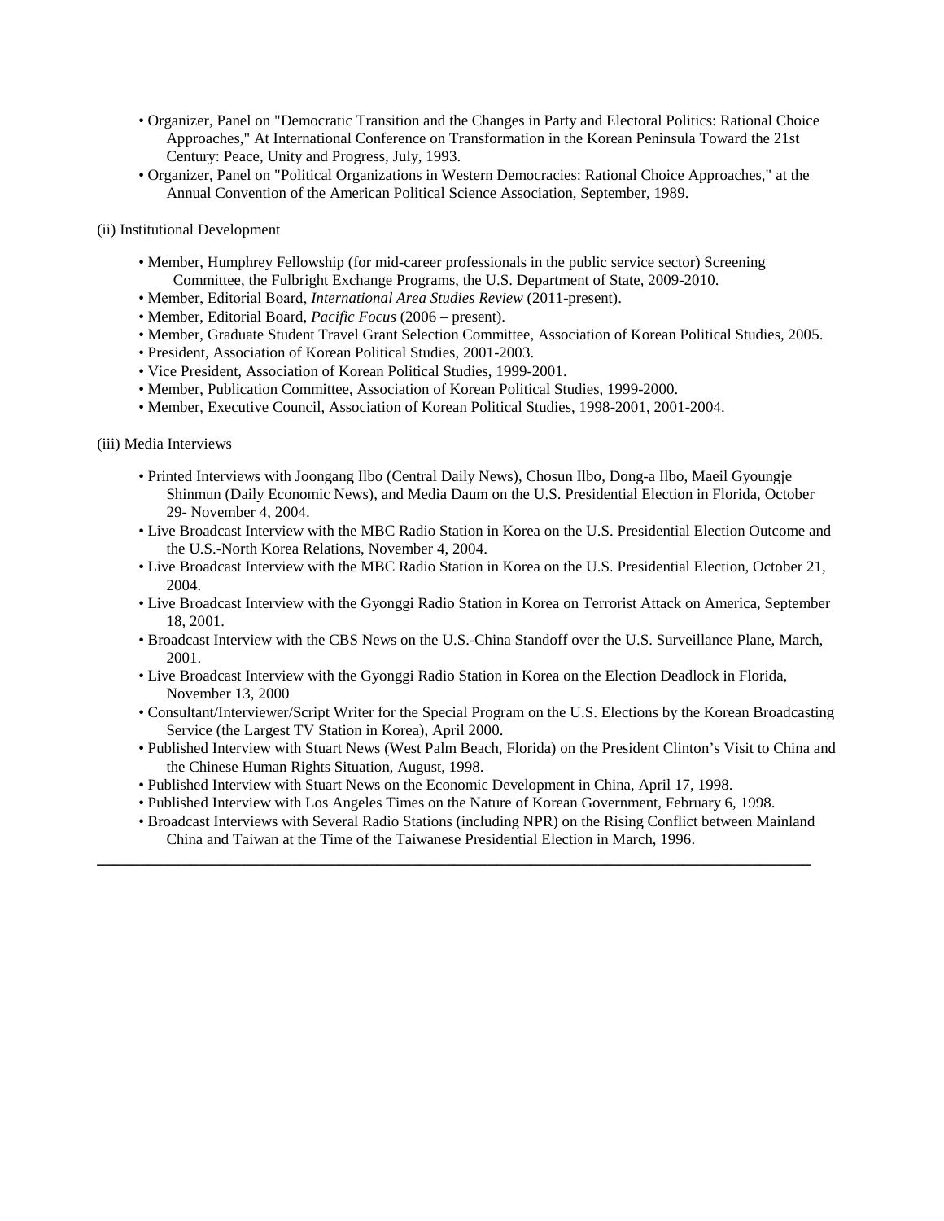- Organizer, Panel on "Democratic Transition and the Changes in Party and Electoral Politics: Rational Choice Approaches," At International Conference on Transformation in the Korean Peninsula Toward the 21st Century: Peace, Unity and Progress, July, 1993.
- Organizer, Panel on "Political Organizations in Western Democracies: Rational Choice Approaches," at the Annual Convention of the American Political Science Association, September, 1989.

(ii) Institutional Development

- Member, Humphrey Fellowship (for mid-career professionals in the public service sector) Screening Committee, the Fulbright Exchange Programs, the U.S. Department of State, 2009-2010.
- Member, Editorial Board, *International Area Studies Review* (2011-present).
- Member, Editorial Board, *Pacific Focus* (2006 – present).
- Member, Graduate Student Travel Grant Selection Committee, Association of Korean Political Studies, 2005.
- President, Association of Korean Political Studies, 2001-2003.
- Vice President, Association of Korean Political Studies, 1999-2001.
- Member, Publication Committee, Association of Korean Political Studies, 1999-2000.
- Member, Executive Council, Association of Korean Political Studies, 1998-2001, 2001-2004.

(iii) Media Interviews

- Printed Interviews with Joongang Ilbo (Central Daily News), Chosun Ilbo, Dong-a Ilbo, Maeil Gyoungje Shinmun (Daily Economic News), and Media Daum on the U.S. Presidential Election in Florida, October 29- November 4, 2004.
- Live Broadcast Interview with the MBC Radio Station in Korea on the U.S. Presidential Election Outcome and the U.S.-North Korea Relations, November 4, 2004.
- Live Broadcast Interview with the MBC Radio Station in Korea on the U.S. Presidential Election, October 21, 2004.
- Live Broadcast Interview with the Gyonggi Radio Station in Korea on Terrorist Attack on America, September 18, 2001.
- Broadcast Interview with the CBS News on the U.S.-China Standoff over the U.S. Surveillance Plane, March, 2001.
- Live Broadcast Interview with the Gyonggi Radio Station in Korea on the Election Deadlock in Florida, November 13, 2000
- Consultant/Interviewer/Script Writer for the Special Program on the U.S. Elections by the Korean Broadcasting Service (the Largest TV Station in Korea), April 2000.
- Published Interview with Stuart News (West Palm Beach, Florida) on the President Clinton's Visit to China and the Chinese Human Rights Situation, August, 1998.
- Published Interview with Stuart News on the Economic Development in China, April 17, 1998.
- Published Interview with Los Angeles Times on the Nature of Korean Government, February 6, 1998.
- Broadcast Interviews with Several Radio Stations (including NPR) on the Rising Conflict between Mainland China and Taiwan at the Time of the Taiwanese Presidential Election in March, 1996.

---